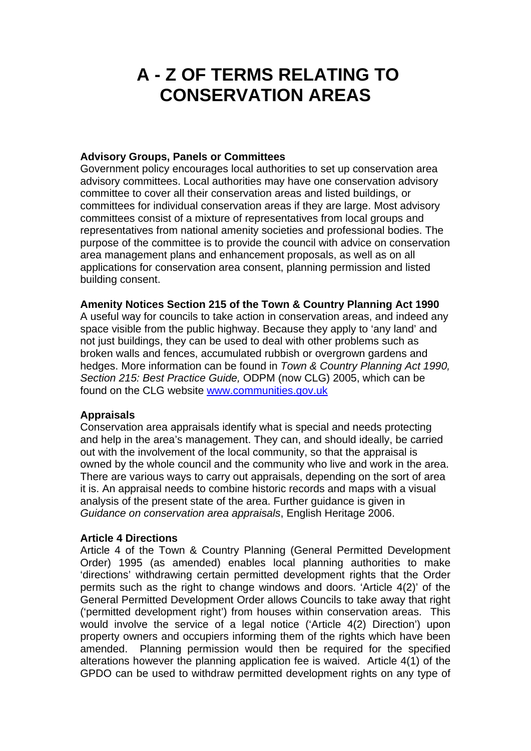# A - Z OF TERMS RELATING TO CONSERVATION AREAS

**Advisory Groups, Panels or Committees**
Government policy encourages local authorities to set up conservation area advisory committees. Local authorities may have one conservation advisory committee to cover all their conservation areas and listed buildings, or committees for individual conservation areas if they are large. Most advisory committees consist of a mixture of representatives from local groups and representatives from national amenity societies and professional bodies. The purpose of the committee is to provide the council with advice on conservation area management plans and enhancement proposals, as well as on all applications for conservation area consent, planning permission and listed building consent.

**Amenity Notices Section 215 of the Town & Country Planning Act 1990**
A useful way for councils to take action in conservation areas, and indeed any space visible from the public highway. Because they apply to 'any land' and not just buildings, they can be used to deal with other problems such as broken walls and fences, accumulated rubbish or overgrown gardens and hedges. More information can be found in *Town & Country Planning Act 1990, Section 215: Best Practice Guide,* ODPM (now CLG) 2005, which can be found on the CLG website [www.communities.gov.uk](www.communities.gov.uk)

**Appraisals**
Conservation area appraisals identify what is special and needs protecting and help in the area's management. They can, and should ideally, be carried out with the involvement of the local community, so that the appraisal is owned by the whole council and the community who live and work in the area. There are various ways to carry out appraisals, depending on the sort of area it is. An appraisal needs to combine historic records and maps with a visual analysis of the present state of the area. Further guidance is given in *Guidance on conservation area appraisals*, English Heritage 2006.

**Article 4 Directions**
Article 4 of the Town & Country Planning (General Permitted Development Order) 1995 (as amended) enables local planning authorities to make 'directions' withdrawing certain permitted development rights that the Order permits such as the right to change windows and doors. 'Article 4(2)' of the General Permitted Development Order allows Councils to take away that right ('permitted development right') from houses within conservation areas. This would involve the service of a legal notice ('Article 4(2) Direction') upon property owners and occupiers informing them of the rights which have been amended. Planning permission would then be required for the specified alterations however the planning application fee is waived. Article 4(1) of the GPDO can be used to withdraw permitted development rights on any type of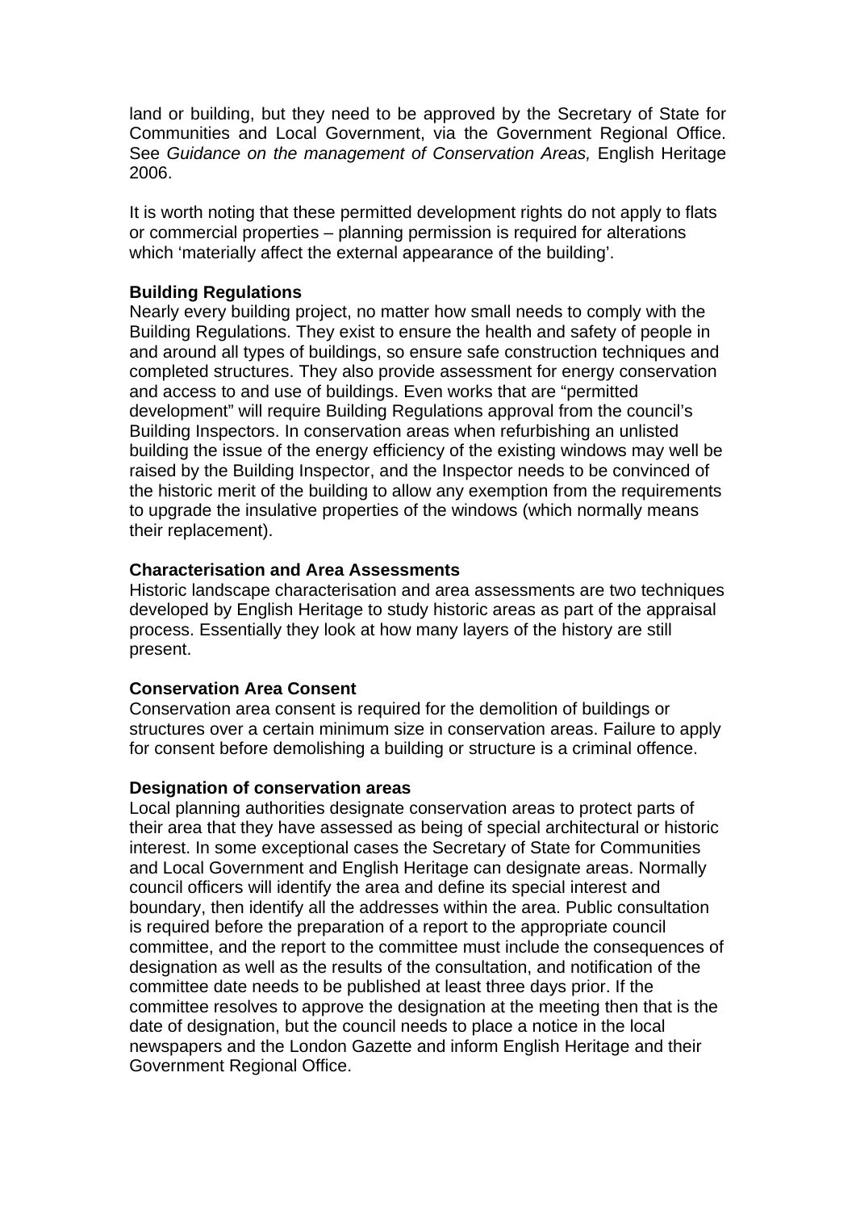land or building, but they need to be approved by the Secretary of State for Communities and Local Government, via the Government Regional Office. See *Guidance on the management of Conservation Areas,* English Heritage 2006.

It is worth noting that these permitted development rights do not apply to flats or commercial properties – planning permission is required for alterations which 'materially affect the external appearance of the building'.

**Building Regulations**
Nearly every building project, no matter how small needs to comply with the Building Regulations. They exist to ensure the health and safety of people in and around all types of buildings, so ensure safe construction techniques and completed structures. They also provide assessment for energy conservation and access to and use of buildings. Even works that are "permitted development" will require Building Regulations approval from the council's Building Inspectors. In conservation areas when refurbishing an unlisted building the issue of the energy efficiency of the existing windows may well be raised by the Building Inspector, and the Inspector needs to be convinced of the historic merit of the building to allow any exemption from the requirements to upgrade the insulative properties of the windows (which normally means their replacement).

**Characterisation and Area Assessments**
Historic landscape characterisation and area assessments are two techniques developed by English Heritage to study historic areas as part of the appraisal process. Essentially they look at how many layers of the history are still present.

**Conservation Area Consent**
Conservation area consent is required for the demolition of buildings or structures over a certain minimum size in conservation areas. Failure to apply for consent before demolishing a building or structure is a criminal offence.

**Designation of conservation areas**
Local planning authorities designate conservation areas to protect parts of their area that they have assessed as being of special architectural or historic interest. In some exceptional cases the Secretary of State for Communities and Local Government and English Heritage can designate areas. Normally council officers will identify the area and define its special interest and boundary, then identify all the addresses within the area. Public consultation is required before the preparation of a report to the appropriate council committee, and the report to the committee must include the consequences of designation as well as the results of the consultation, and notification of the committee date needs to be published at least three days prior. If the committee resolves to approve the designation at the meeting then that is the date of designation, but the council needs to place a notice in the local newspapers and the London Gazette and inform English Heritage and their Government Regional Office.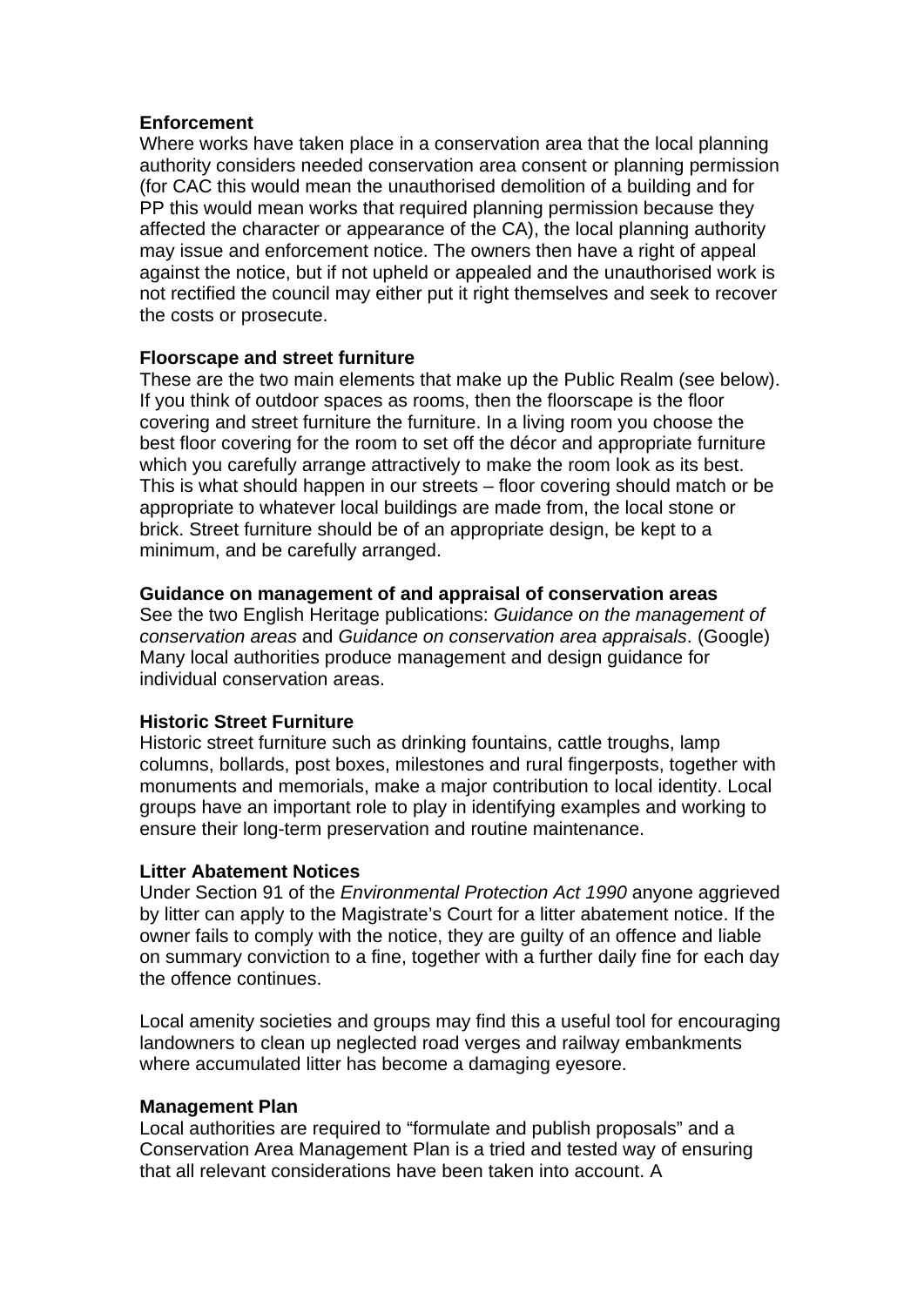**Enforcement**
Where works have taken place in a conservation area that the local planning authority considers needed conservation area consent or planning permission (for CAC this would mean the unauthorised demolition of a building and for PP this would mean works that required planning permission because they affected the character or appearance of the CA), the local planning authority may issue and enforcement notice. The owners then have a right of appeal against the notice, but if not upheld or appealed and the unauthorised work is not rectified the council may either put it right themselves and seek to recover the costs or prosecute.

**Floorscape and street furniture**
These are the two main elements that make up the Public Realm (see below). If you think of outdoor spaces as rooms, then the floorscape is the floor covering and street furniture the furniture. In a living room you choose the best floor covering for the room to set off the décor and appropriate furniture which you carefully arrange attractively to make the room look as its best. This is what should happen in our streets – floor covering should match or be appropriate to whatever local buildings are made from, the local stone or brick. Street furniture should be of an appropriate design, be kept to a minimum, and be carefully arranged.

**Guidance on management of and appraisal of conservation areas**
See the two English Heritage publications: *Guidance on the management of conservation areas* and *Guidance on conservation area appraisals*. (Google) Many local authorities produce management and design guidance for individual conservation areas.

**Historic Street Furniture**
Historic street furniture such as drinking fountains, cattle troughs, lamp columns, bollards, post boxes, milestones and rural fingerposts, together with monuments and memorials, make a major contribution to local identity. Local groups have an important role to play in identifying examples and working to ensure their long-term preservation and routine maintenance.

**Litter Abatement Notices**
Under Section 91 of the *Environmental Protection Act 1990* anyone aggrieved by litter can apply to the Magistrate's Court for a litter abatement notice. If the owner fails to comply with the notice, they are guilty of an offence and liable on summary conviction to a fine, together with a further daily fine for each day the offence continues.

Local amenity societies and groups may find this a useful tool for encouraging landowners to clean up neglected road verges and railway embankments where accumulated litter has become a damaging eyesore.

**Management Plan**
Local authorities are required to "formulate and publish proposals" and a Conservation Area Management Plan is a tried and tested way of ensuring that all relevant considerations have been taken into account. A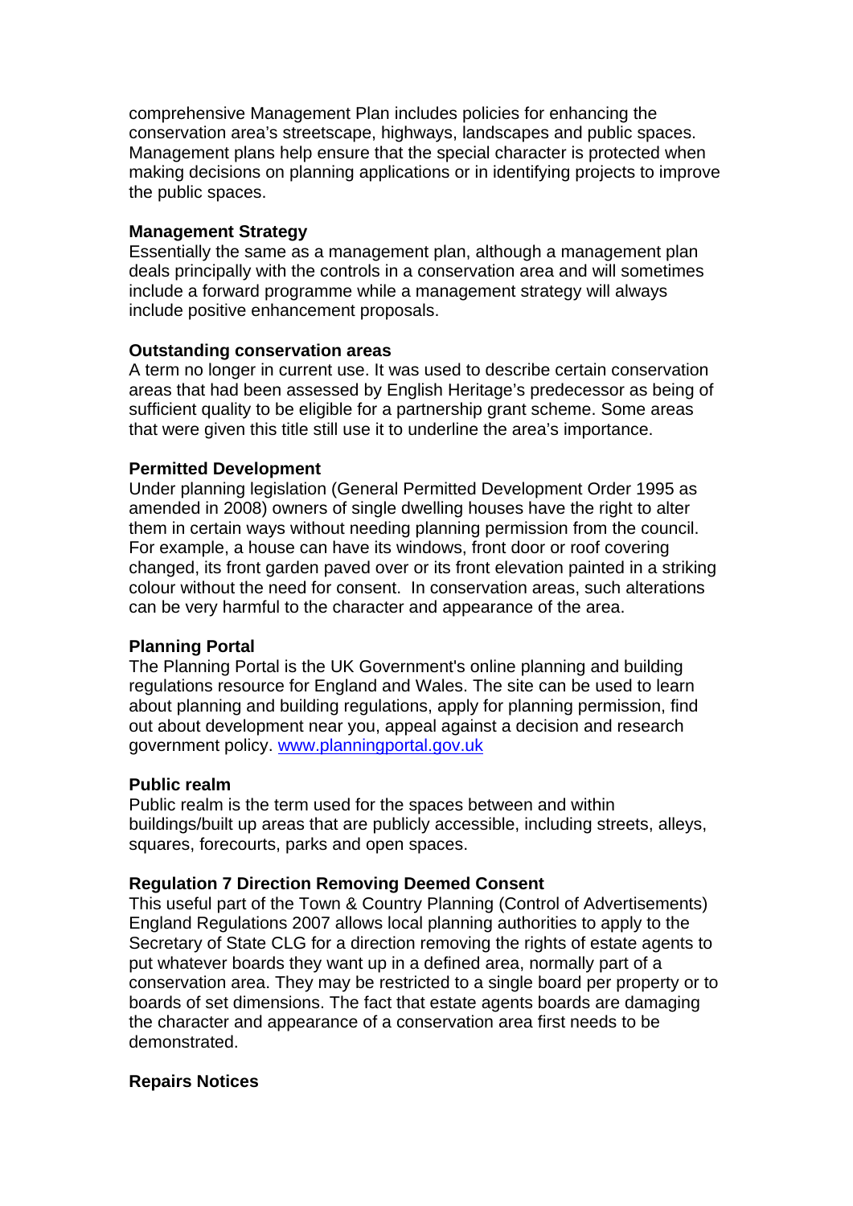comprehensive Management Plan includes policies for enhancing the conservation area's streetscape, highways, landscapes and public spaces. Management plans help ensure that the special character is protected when making decisions on planning applications or in identifying projects to improve the public spaces.

**Management Strategy**
Essentially the same as a management plan, although a management plan deals principally with the controls in a conservation area and will sometimes include a forward programme while a management strategy will always include positive enhancement proposals.

**Outstanding conservation areas**
A term no longer in current use. It was used to describe certain conservation areas that had been assessed by English Heritage's predecessor as being of sufficient quality to be eligible for a partnership grant scheme. Some areas that were given this title still use it to underline the area's importance.

**Permitted Development**
Under planning legislation (General Permitted Development Order 1995 as amended in 2008) owners of single dwelling houses have the right to alter them in certain ways without needing planning permission from the council. For example, a house can have its windows, front door or roof covering changed, its front garden paved over or its front elevation painted in a striking colour without the need for consent. In conservation areas, such alterations can be very harmful to the character and appearance of the area.

**Planning Portal**
The Planning Portal is the UK Government's online planning and building regulations resource for England and Wales. The site can be used to learn about planning and building regulations, apply for planning permission, find out about development near you, appeal against a decision and research government policy. [www.planningportal.gov.uk](http://www.planningportal.gov.uk)

**Public realm**
Public realm is the term used for the spaces between and within buildings/built up areas that are publicly accessible, including streets, alleys, squares, forecourts, parks and open spaces.

**Regulation 7 Direction Removing Deemed Consent**
This useful part of the Town & Country Planning (Control of Advertisements) England Regulations 2007 allows local planning authorities to apply to the Secretary of State CLG for a direction removing the rights of estate agents to put whatever boards they want up in a defined area, normally part of a conservation area. They may be restricted to a single board per property or to boards of set dimensions. The fact that estate agents boards are damaging the character and appearance of a conservation area first needs to be demonstrated.

**Repairs Notices**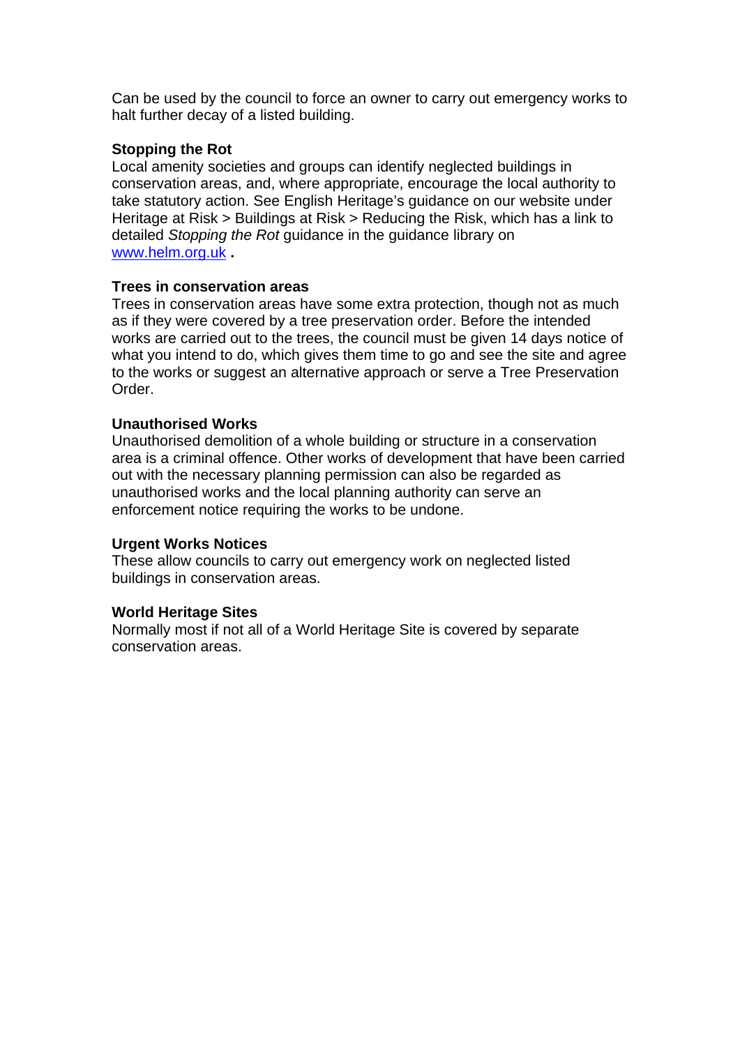Can be used by the council to force an owner to carry out emergency works to halt further decay of a listed building.

**Stopping the Rot**
Local amenity societies and groups can identify neglected buildings in conservation areas, and, where appropriate, encourage the local authority to take statutory action. See English Heritage's guidance on our website under Heritage at Risk > Buildings at Risk > Reducing the Risk, which has a link to detailed *Stopping the Rot* guidance in the guidance library on [www.helm.org.uk](http://www.helm.org.uk) **.**

**Trees in conservation areas**
Trees in conservation areas have some extra protection, though not as much as if they were covered by a tree preservation order. Before the intended works are carried out to the trees, the council must be given 14 days notice of what you intend to do, which gives them time to go and see the site and agree to the works or suggest an alternative approach or serve a Tree Preservation Order.

**Unauthorised Works**
Unauthorised demolition of a whole building or structure in a conservation area is a criminal offence. Other works of development that have been carried out with the necessary planning permission can also be regarded as unauthorised works and the local planning authority can serve an enforcement notice requiring the works to be undone.

**Urgent Works Notices**
These allow councils to carry out emergency work on neglected listed buildings in conservation areas.

**World Heritage Sites**
Normally most if not all of a World Heritage Site is covered by separate conservation areas.